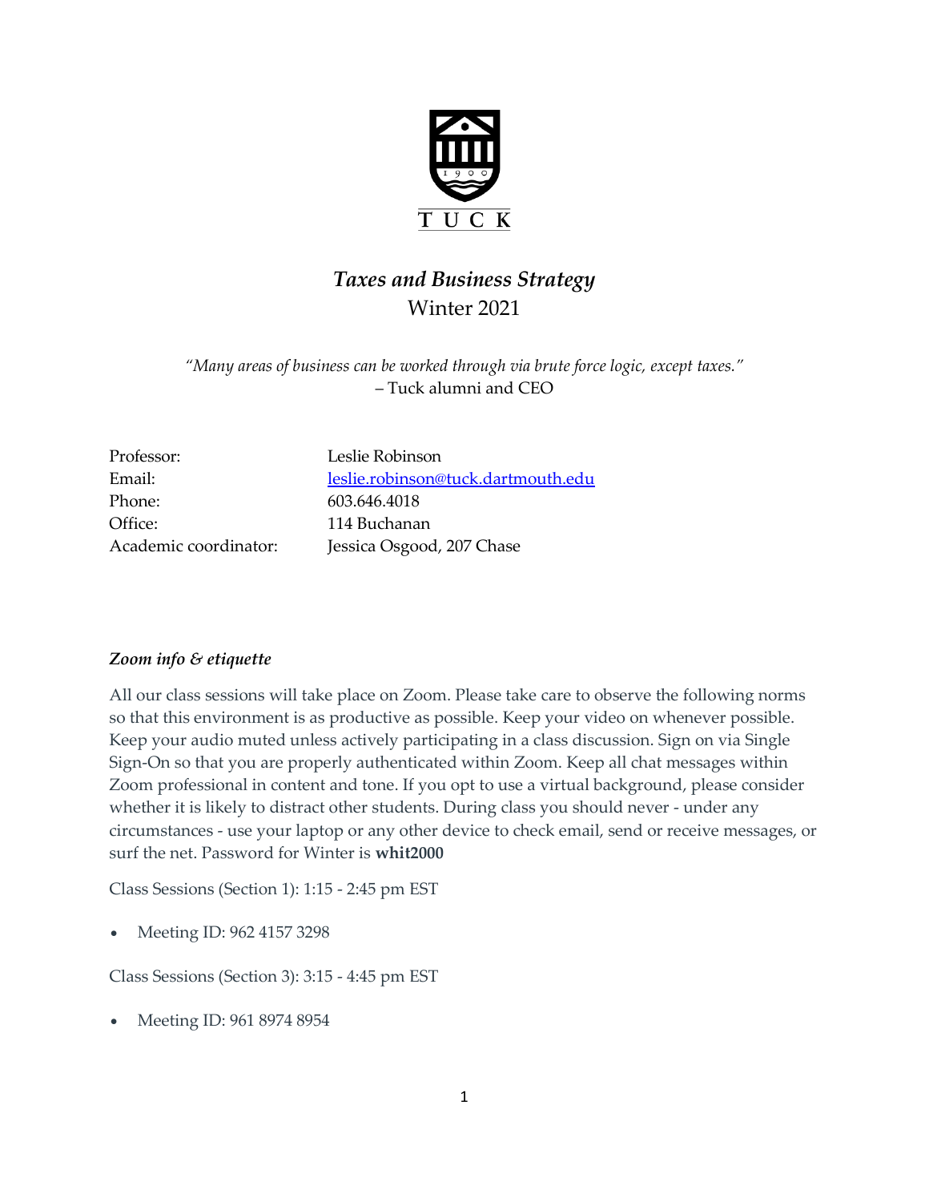TUCK

# *Taxes and Business Strategy*

Winter 2021

*"Many areas of business can be worked through via brute force logic, except taxes."*
– Tuck alumni and CEO

| | |
|---|---|
| Professor: | Leslie Robinson |
| Email: | leslie.robinson@tuck.dartmouth.edu |
| Phone: | 603.646.4018 |
| Office: | 114 Buchanan |
| Academic coordinator: | Jessica Osgood, 207 Chase |

### *Zoom info & etiquette*

All our class sessions will take place on Zoom. Please take care to observe the following norms so that this environment is as productive as possible. Keep your video on whenever possible. Keep your audio muted unless actively participating in a class discussion. Sign on via Single Sign-On so that you are properly authenticated within Zoom. Keep all chat messages within Zoom professional in content and tone. If you opt to use a virtual background, please consider whether it is likely to distract other students. During class you should never - under any circumstances - use your laptop or any other device to check email, send or receive messages, or surf the net. Password for Winter is **whit2000**

Class Sessions (Section 1): 1:15 - 2:45 pm EST

- Meeting ID: 962 4157 3298

Class Sessions (Section 3): 3:15 - 4:45 pm EST

- Meeting ID: 961 8974 8954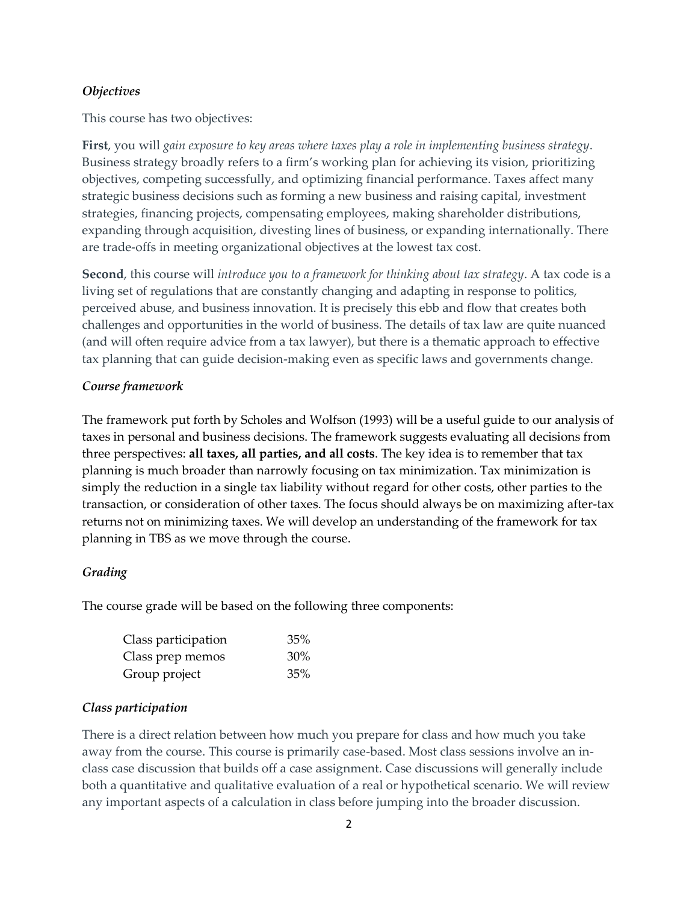### *Objectives*

This course has two objectives:

**First**, you will *gain exposure to key areas where taxes play a role in implementing business strategy*. Business strategy broadly refers to a firm's working plan for achieving its vision, prioritizing objectives, competing successfully, and optimizing financial performance. Taxes affect many strategic business decisions such as forming a new business and raising capital, investment strategies, financing projects, compensating employees, making shareholder distributions, expanding through acquisition, divesting lines of business, or expanding internationally. There are trade-offs in meeting organizational objectives at the lowest tax cost.

**Second**, this course will *introduce you to a framework for thinking about tax strategy*. A tax code is a living set of regulations that are constantly changing and adapting in response to politics, perceived abuse, and business innovation. It is precisely this ebb and flow that creates both challenges and opportunities in the world of business. The details of tax law are quite nuanced (and will often require advice from a tax lawyer), but there is a thematic approach to effective tax planning that can guide decision-making even as specific laws and governments change.

### *Course framework*

The framework put forth by Scholes and Wolfson (1993) will be a useful guide to our analysis of taxes in personal and business decisions. The framework suggests evaluating all decisions from three perspectives: **all taxes, all parties, and all costs**. The key idea is to remember that tax planning is much broader than narrowly focusing on tax minimization. Tax minimization is simply the reduction in a single tax liability without regard for other costs, other parties to the transaction, or consideration of other taxes. The focus should always be on maximizing after-tax returns not on minimizing taxes. We will develop an understanding of the framework for tax planning in TBS as we move through the course.

### *Grading*

The course grade will be based on the following three components:

| Component | Weight |
| --- | --- |
| Class participation | 35% |
| Class prep memos | 30% |
| Group project | 35% |

### *Class participation*

There is a direct relation between how much you prepare for class and how much you take away from the course. This course is primarily case-based. Most class sessions involve an in-class case discussion that builds off a case assignment. Case discussions will generally include both a quantitative and qualitative evaluation of a real or hypothetical scenario. We will review any important aspects of a calculation in class before jumping into the broader discussion.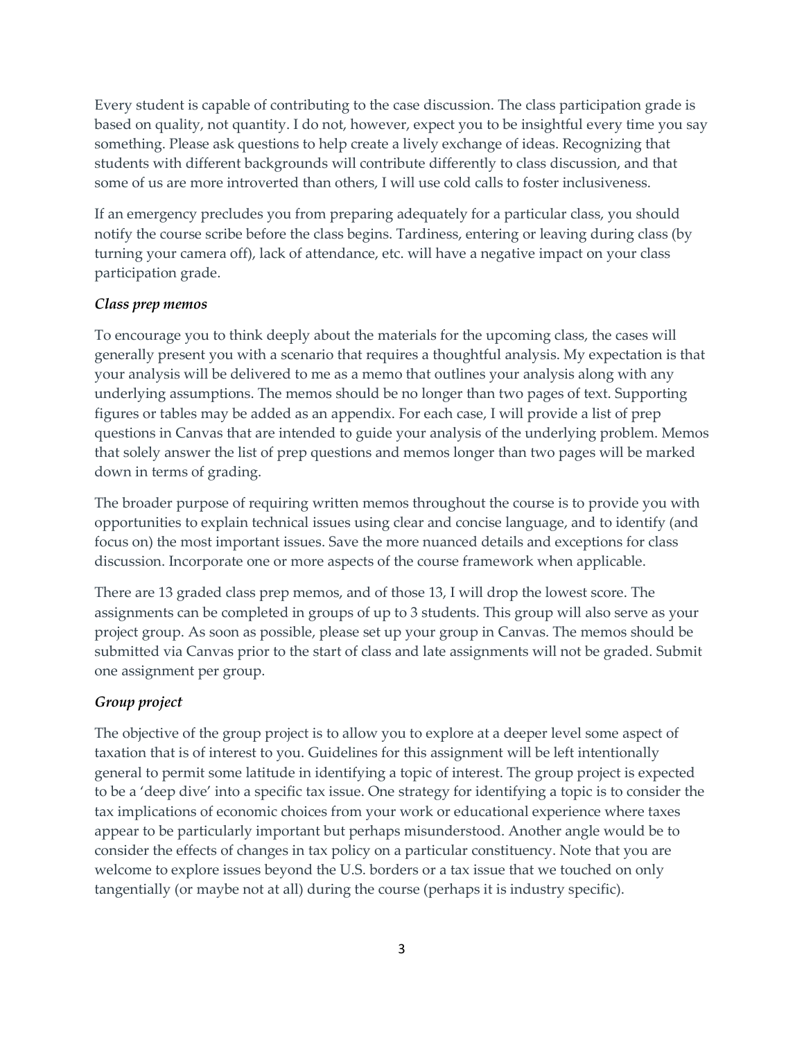Every student is capable of contributing to the case discussion. The class participation grade is based on quality, not quantity. I do not, however, expect you to be insightful every time you say something. Please ask questions to help create a lively exchange of ideas. Recognizing that students with different backgrounds will contribute differently to class discussion, and that some of us are more introverted than others, I will use cold calls to foster inclusiveness.

If an emergency precludes you from preparing adequately for a particular class, you should notify the course scribe before the class begins. Tardiness, entering or leaving during class (by turning your camera off), lack of attendance, etc. will have a negative impact on your class participation grade.

### *Class prep memos*

To encourage you to think deeply about the materials for the upcoming class, the cases will generally present you with a scenario that requires a thoughtful analysis. My expectation is that your analysis will be delivered to me as a memo that outlines your analysis along with any underlying assumptions. The memos should be no longer than two pages of text. Supporting figures or tables may be added as an appendix. For each case, I will provide a list of prep questions in Canvas that are intended to guide your analysis of the underlying problem. Memos that solely answer the list of prep questions and memos longer than two pages will be marked down in terms of grading.

The broader purpose of requiring written memos throughout the course is to provide you with opportunities to explain technical issues using clear and concise language, and to identify (and focus on) the most important issues. Save the more nuanced details and exceptions for class discussion. Incorporate one or more aspects of the course framework when applicable.

There are 13 graded class prep memos, and of those 13, I will drop the lowest score. The assignments can be completed in groups of up to 3 students. This group will also serve as your project group. As soon as possible, please set up your group in Canvas. The memos should be submitted via Canvas prior to the start of class and late assignments will not be graded. Submit one assignment per group.

### *Group project*

The objective of the group project is to allow you to explore at a deeper level some aspect of taxation that is of interest to you. Guidelines for this assignment will be left intentionally general to permit some latitude in identifying a topic of interest. The group project is expected to be a 'deep dive' into a specific tax issue. One strategy for identifying a topic is to consider the tax implications of economic choices from your work or educational experience where taxes appear to be particularly important but perhaps misunderstood. Another angle would be to consider the effects of changes in tax policy on a particular constituency. Note that you are welcome to explore issues beyond the U.S. borders or a tax issue that we touched on only tangentially (or maybe not at all) during the course (perhaps it is industry specific).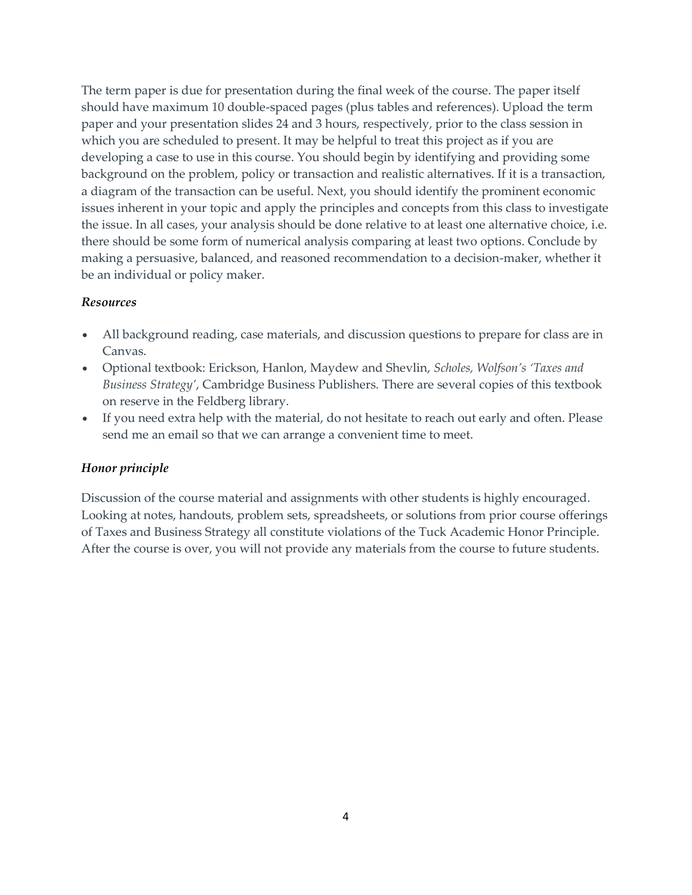The term paper is due for presentation during the final week of the course. The paper itself should have maximum 10 double-spaced pages (plus tables and references). Upload the term paper and your presentation slides 24 and 3 hours, respectively, prior to the class session in which you are scheduled to present. It may be helpful to treat this project as if you are developing a case to use in this course. You should begin by identifying and providing some background on the problem, policy or transaction and realistic alternatives. If it is a transaction, a diagram of the transaction can be useful. Next, you should identify the prominent economic issues inherent in your topic and apply the principles and concepts from this class to investigate the issue. In all cases, your analysis should be done relative to at least one alternative choice, i.e. there should be some form of numerical analysis comparing at least two options. Conclude by making a persuasive, balanced, and reasoned recommendation to a decision-maker, whether it be an individual or policy maker.

### *Resources*

- All background reading, case materials, and discussion questions to prepare for class are in Canvas.
- Optional textbook: Erickson, Hanlon, Maydew and Shevlin, *Scholes, Wolfson's 'Taxes and Business Strategy'*, Cambridge Business Publishers. There are several copies of this textbook on reserve in the Feldberg library.
- If you need extra help with the material, do not hesitate to reach out early and often. Please send me an email so that we can arrange a convenient time to meet.

### *Honor principle*

Discussion of the course material and assignments with other students is highly encouraged. Looking at notes, handouts, problem sets, spreadsheets, or solutions from prior course offerings of Taxes and Business Strategy all constitute violations of the Tuck Academic Honor Principle. After the course is over, you will not provide any materials from the course to future students.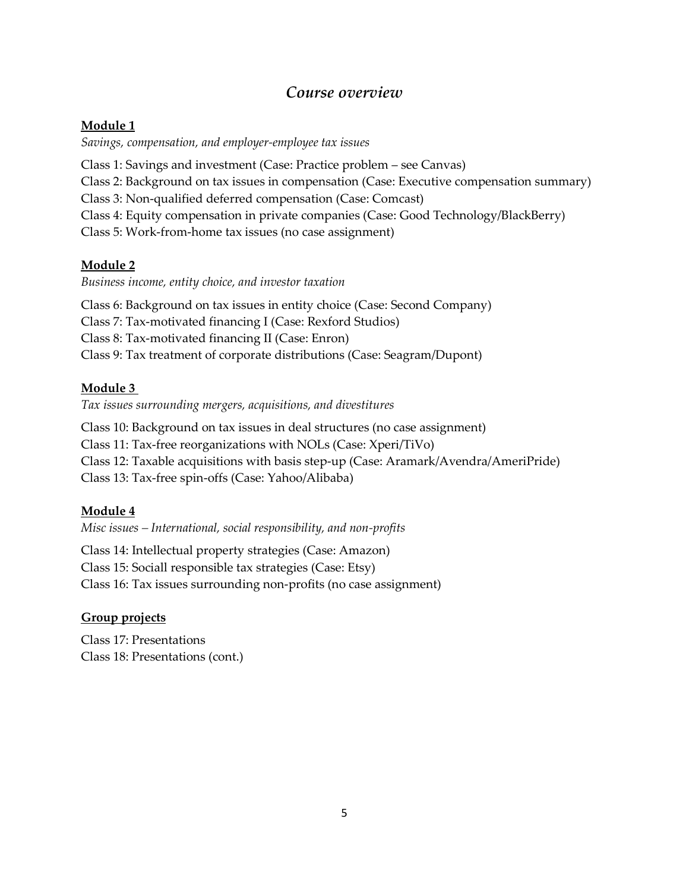# *Course overview*

**Module 1**

*Savings, compensation, and employer-employee tax issues*

Class 1: Savings and investment (Case: Practice problem – see Canvas)
Class 2: Background on tax issues in compensation (Case: Executive compensation summary)
Class 3: Non-qualified deferred compensation (Case: Comcast)
Class 4: Equity compensation in private companies (Case: Good Technology/BlackBerry)
Class 5: Work-from-home tax issues (no case assignment)

**Module 2**

*Business income, entity choice, and investor taxation*

Class 6: Background on tax issues in entity choice (Case: Second Company)
Class 7: Tax-motivated financing I (Case: Rexford Studios)
Class 8: Tax-motivated financing II (Case: Enron)
Class 9: Tax treatment of corporate distributions (Case: Seagram/Dupont)

**Module 3**

*Tax issues surrounding mergers, acquisitions, and divestitures*

Class 10: Background on tax issues in deal structures (no case assignment)
Class 11: Tax-free reorganizations with NOLs (Case: Xperi/TiVo)
Class 12: Taxable acquisitions with basis step-up (Case: Aramark/Avendra/AmeriPride)
Class 13: Tax-free spin-offs (Case: Yahoo/Alibaba)

**Module 4**

*Misc issues – International, social responsibility, and non-profits*

Class 14: Intellectual property strategies (Case: Amazon)
Class 15: Sociall responsible tax strategies (Case: Etsy)
Class 16: Tax issues surrounding non-profits (no case assignment)

**Group projects**

Class 17: Presentations
Class 18: Presentations (cont.)